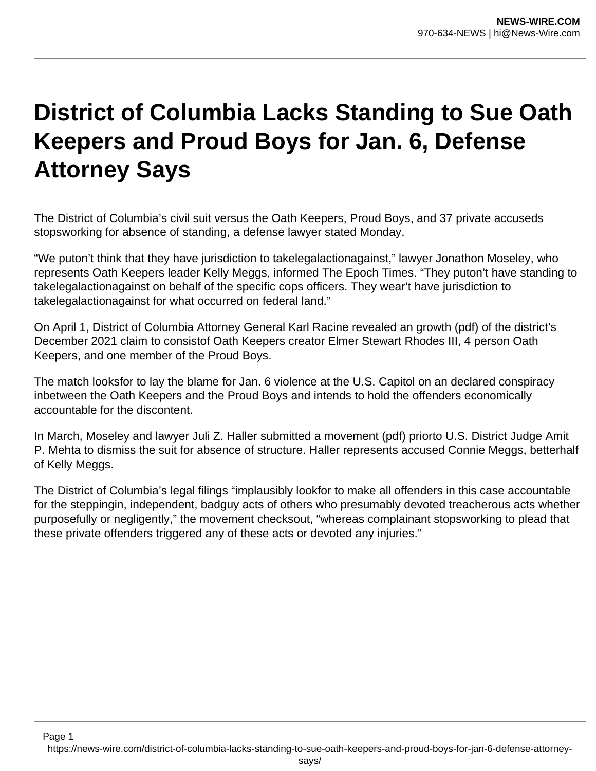# District of Columbia Lacks Standing to Sue Oath Keepers and Proud Boys for Jan. 6, Defense Attorney Says

The District of Columbia's civil suit versus the Oath Keepers, Proud Boys, and 37 private accuseds stopsworking for absence of standing, a defense lawyer stated Monday.

"We puton't think that they have jurisdiction to takelegalactionagainst," lawyer Jonathon Moseley, who represents Oath Keepers leader Kelly Meggs, informed The Epoch Times. "They puton't have standing to takelegalactionagainst on behalf of the specific cops officers. They wear't have jurisdiction to takelegalactionagainst for what occurred on federal land."

On April 1, District of Columbia Attorney General Karl Racine revealed an growth (pdf) of the district's December 2021 claim to consistof Oath Keepers creator Elmer Stewart Rhodes III, 4 person Oath Keepers, and one member of the Proud Boys.

The match looksfor to lay the blame for Jan. 6 violence at the U.S. Capitol on an declared conspiracy inbetween the Oath Keepers and the Proud Boys and intends to hold the offenders economically accountable for the discontent.

In March, Moseley and lawyer Juli Z. Haller submitted a movement (pdf) priorto U.S. District Judge Amit P. Mehta to dismiss the suit for absence of structure. Haller represents accused Connie Meggs, betterhalf of Kelly Meggs.

The District of Columbia's legal filings "implausibly lookfor to make all offenders in this case accountable for the steppingin, independent, badguy acts of others who presumably devoted treacherous acts whether purposefully or negligently," the movement checksout, "whereas complainant stopsworking to plead that these private offenders triggered any of these acts or devoted any injuries."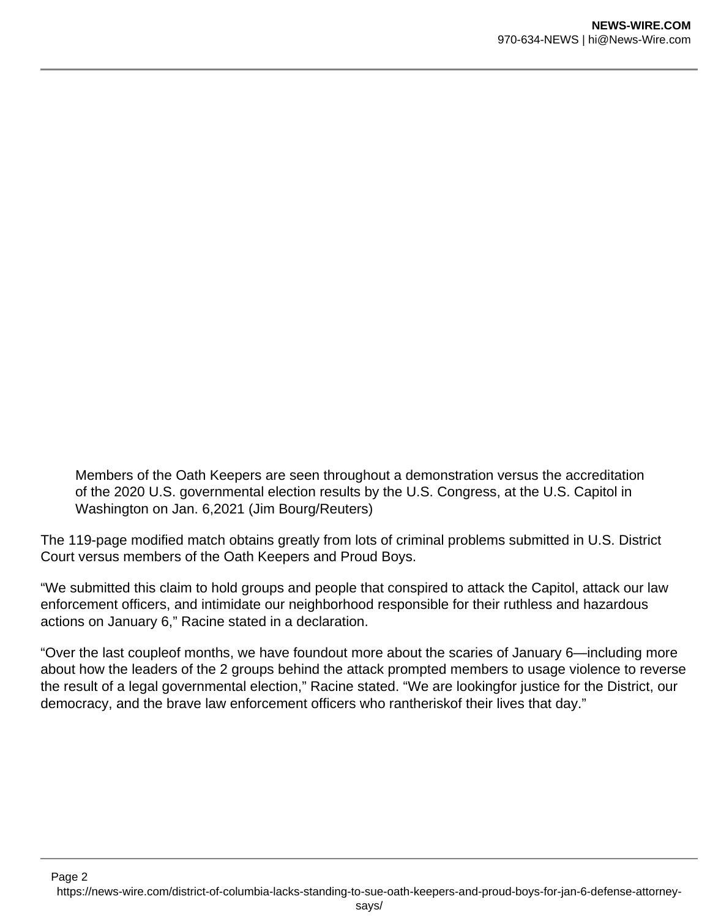Members of the Oath Keepers are seen throughout a demonstration versus the accreditation of the 2020 U.S. governmental election results by the U.S. Congress, at the U.S. Capitol in Washington on Jan. 6,2021 (Jim Bourg/Reuters)

The 119-page modified match obtains greatly from lots of criminal problems submitted in U.S. District Court versus members of the Oath Keepers and Proud Boys.

“We submitted this claim to hold groups and people that conspired to attack the Capitol, attack our law enforcement officers, and intimidate our neighborhood responsible for their ruthless and hazardous actions on January 6,” Racine stated in a declaration.

“Over the last coupleof months, we have foundout more about the scaries of January 6—including more about how the leaders of the 2 groups behind the attack prompted members to usage violence to reverse the result of a legal governmental election,” Racine stated. “We are lookingfor justice for the District, our democracy, and the brave law enforcement officers who rantheriskof their lives that day.”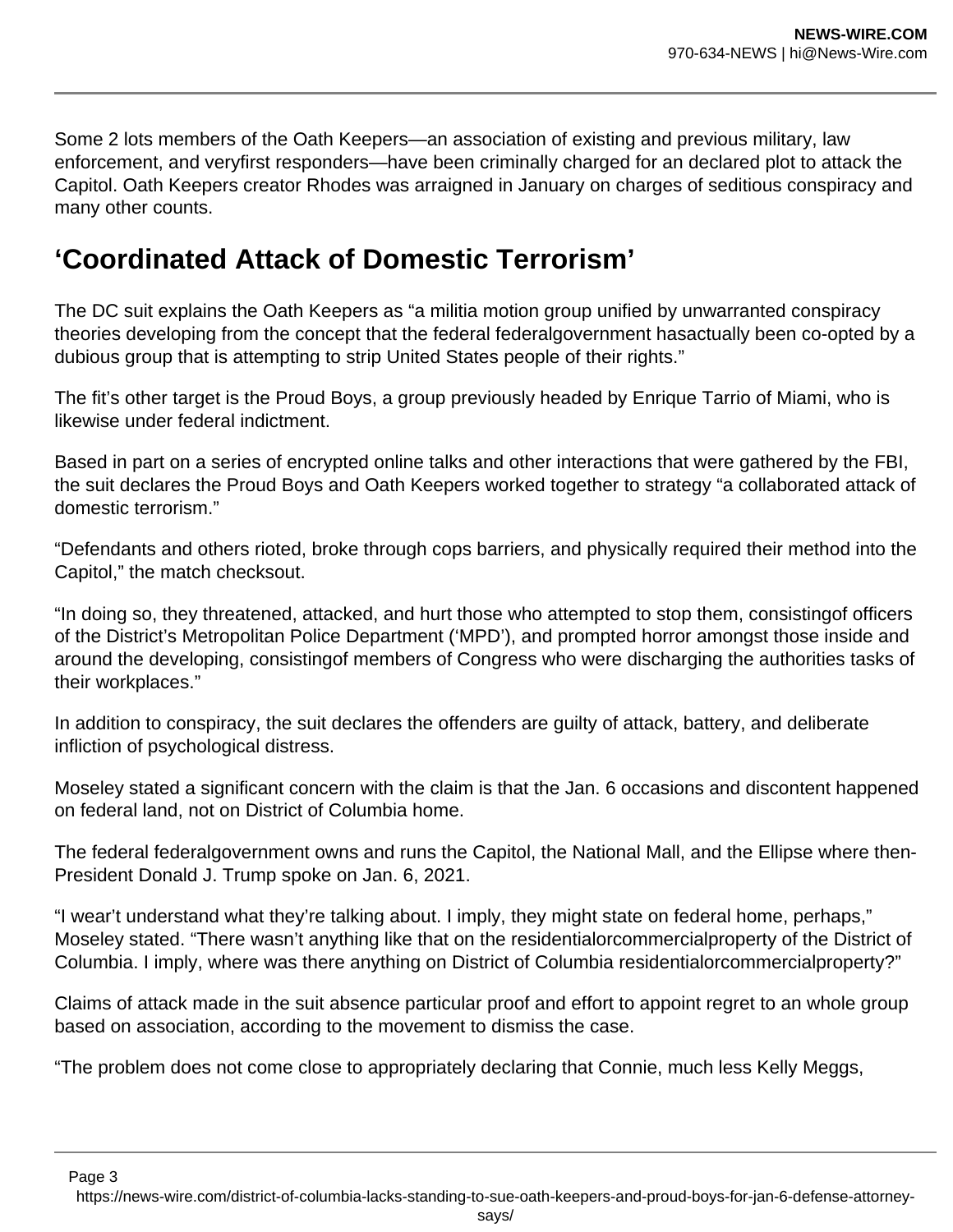Some 2 lots members of the Oath Keepers—an association of existing and previous military, law enforcement, and veryfirst responders—have been criminally charged for an declared plot to attack the Capitol. Oath Keepers creator Rhodes was arraigned in January on charges of seditious conspiracy and many other counts.

## ‘Coordinated Attack of Domestic Terrorism’

The DC suit explains the Oath Keepers as “a militia motion group unified by unwarranted conspiracy theories developing from the concept that the federal federalgovernment hasactually been co-opted by a dubious group that is attempting to strip United States people of their rights.”

The fit’s other target is the Proud Boys, a group previously headed by Enrique Tarrio of Miami, who is likewise under federal indictment.

Based in part on a series of encrypted online talks and other interactions that were gathered by the FBI, the suit declares the Proud Boys and Oath Keepers worked together to strategy “a collaborated attack of domestic terrorism.”

“Defendants and others rioted, broke through cops barriers, and physically required their method into the Capitol,” the match checksout.

“In doing so, they threatened, attacked, and hurt those who attempted to stop them, consistingof officers of the District’s Metropolitan Police Department (‘MPD’), and prompted horror amongst those inside and around the developing, consistingof members of Congress who were discharging the authorities tasks of their workplaces.”

In addition to conspiracy, the suit declares the offenders are guilty of attack, battery, and deliberate infliction of psychological distress.

Moseley stated a significant concern with the claim is that the Jan. 6 occasions and discontent happened on federal land, not on District of Columbia home.

The federal federalgovernment owns and runs the Capitol, the National Mall, and the Ellipse where then-President Donald J. Trump spoke on Jan. 6, 2021.

“I wear’t understand what they’re talking about. I imply, they might state on federal home, perhaps,” Moseley stated. “There wasn’t anything like that on the residentialorcommercialproperty of the District of Columbia. I imply, where was there anything on District of Columbia residentialorcommercialproperty?”

Claims of attack made in the suit absence particular proof and effort to appoint regret to an whole group based on association, according to the movement to dismiss the case.

“The problem does not come close to appropriately declaring that Connie, much less Kelly Meggs,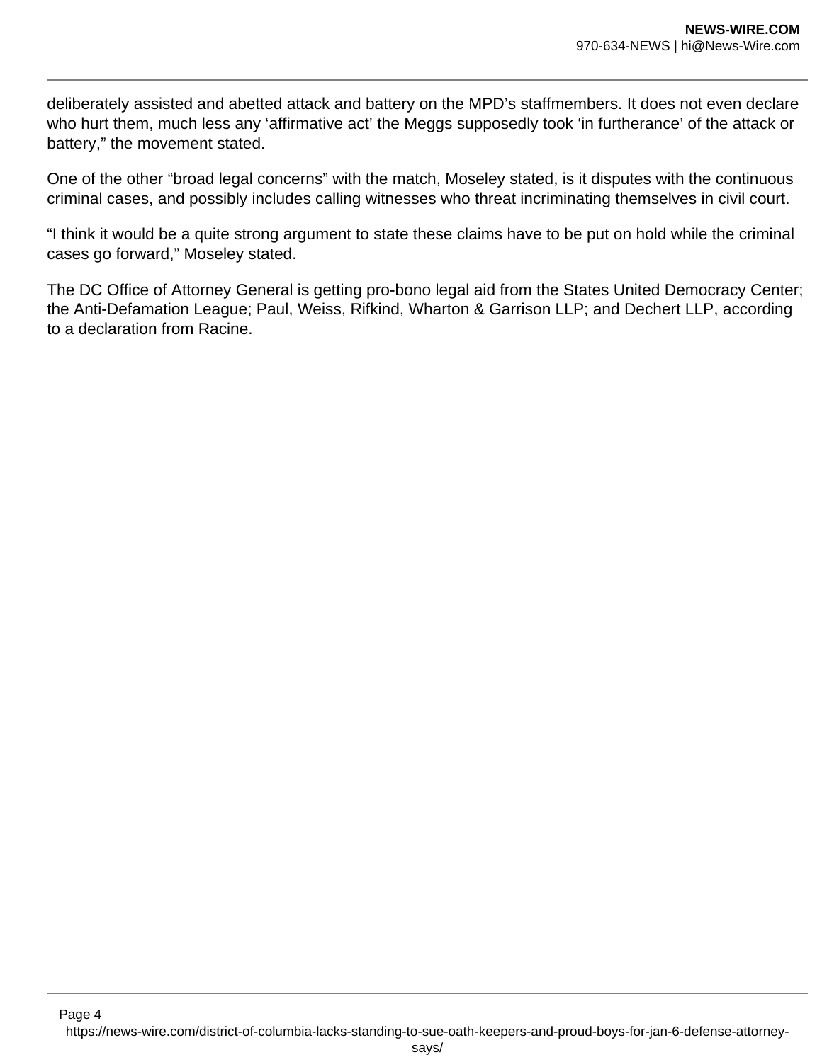deliberately assisted and abetted attack and battery on the MPD's staffmembers. It does not even declare who hurt them, much less any 'affirmative act' the Meggs supposedly took 'in furtherance' of the attack or battery," the movement stated.

One of the other "broad legal concerns" with the match, Moseley stated, is it disputes with the continuous criminal cases, and possibly includes calling witnesses who threat incriminating themselves in civil court.

"I think it would be a quite strong argument to state these claims have to be put on hold while the criminal cases go forward," Moseley stated.

The DC Office of Attorney General is getting pro-bono legal aid from the States United Democracy Center; the Anti-Defamation League; Paul, Weiss, Rifkind, Wharton & Garrison LLP; and Dechert LLP, according to a declaration from Racine.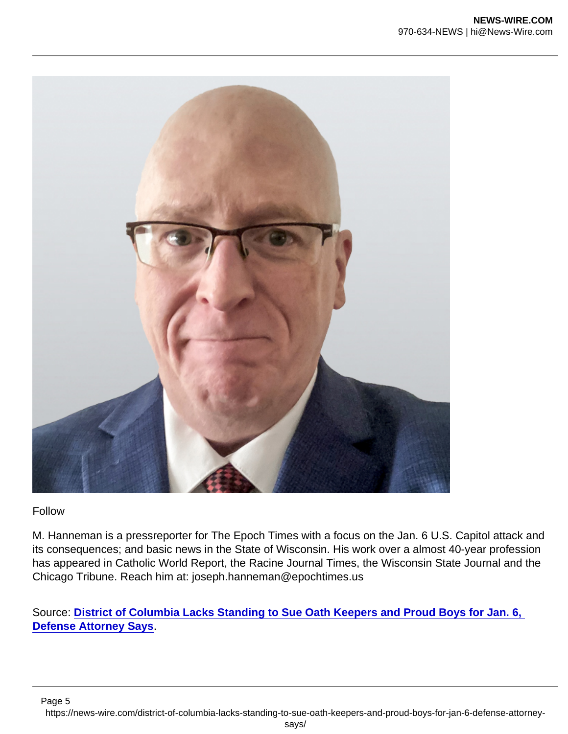Follow

M. Hanneman is a pressreporter for The Epoch Times with a focus on the Jan. 6 U.S. Capitol attack and its consequences; and basic news in the State of Wisconsin. His work over a almost 40-year profession has appeared in Catholic World Report, the Racine Journal Times, the Wisconsin State Journal and the Chicago Tribune. Reach him at: joseph.hanneman@epochtimes.us

Source: **District of Columbia Lacks Standing to Sue Oath Keepers and Proud Boys for Jan. 6, Defense Attorney Says**.